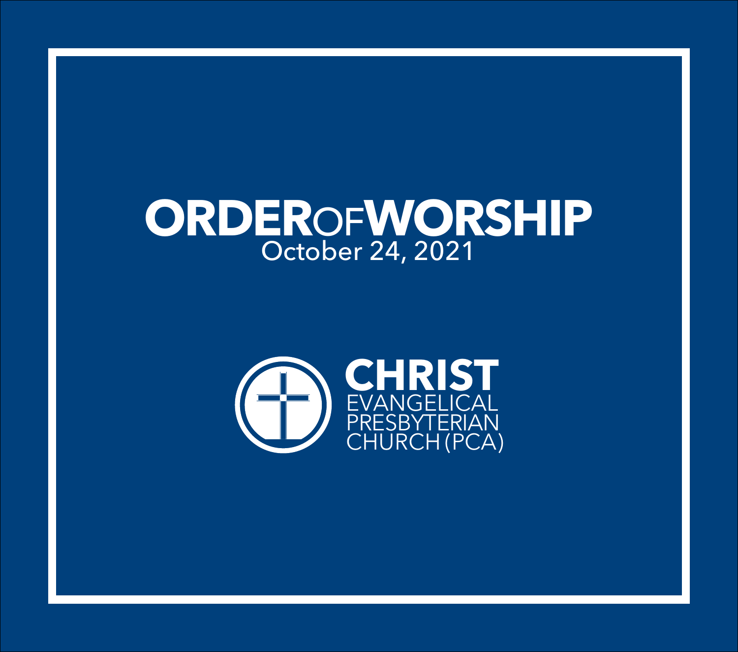# ORDER OF WORSHIP

October 24, 2021

**CHRIST**
EVANGELICAL
PRESBYTERIAN
CHURCH (PCA)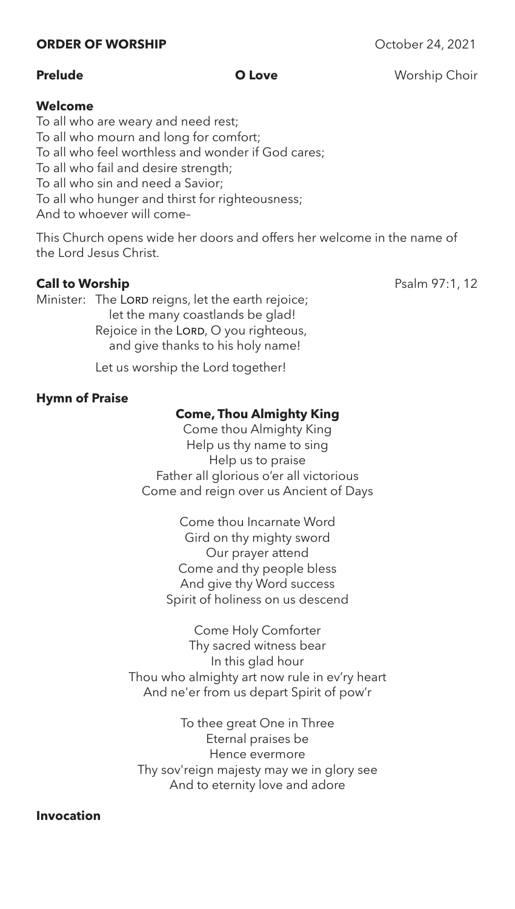**ORDER OF WORSHIP** October 24, 2021

**Prelude** **O Love** Worship Choir

**Welcome**

To all who are weary and need rest;
To all who mourn and long for comfort;
To all who feel worthless and wonder if God cares;
To all who fail and desire strength;
To all who sin and need a Savior;
To all who hunger and thirst for righteousness;
And to whoever will come–

This Church opens wide her doors and offers her welcome in the name of the Lord Jesus Christ.

**Call to Worship** Psalm 97:1, 12

Minister: The LORD reigns, let the earth rejoice;
let the many coastlands be glad!
Rejoice in the LORD, O you righteous,
and give thanks to his holy name!

Let us worship the Lord together!

**Hymn of Praise**

**Come, Thou Almighty King**

Come thou Almighty King
Help us thy name to sing
Help us to praise
Father all glorious o'er all victorious
Come and reign over us Ancient of Days

Come thou Incarnate Word
Gird on thy mighty sword
Our prayer attend
Come and thy people bless
And give thy Word success
Spirit of holiness on us descend

Come Holy Comforter
Thy sacred witness bear
In this glad hour
Thou who almighty art now rule in ev'ry heart
And ne'er from us depart Spirit of pow'r

To thee great One in Three
Eternal praises be
Hence evermore
Thy sov'reign majesty may we in glory see
And to eternity love and adore

**Invocation**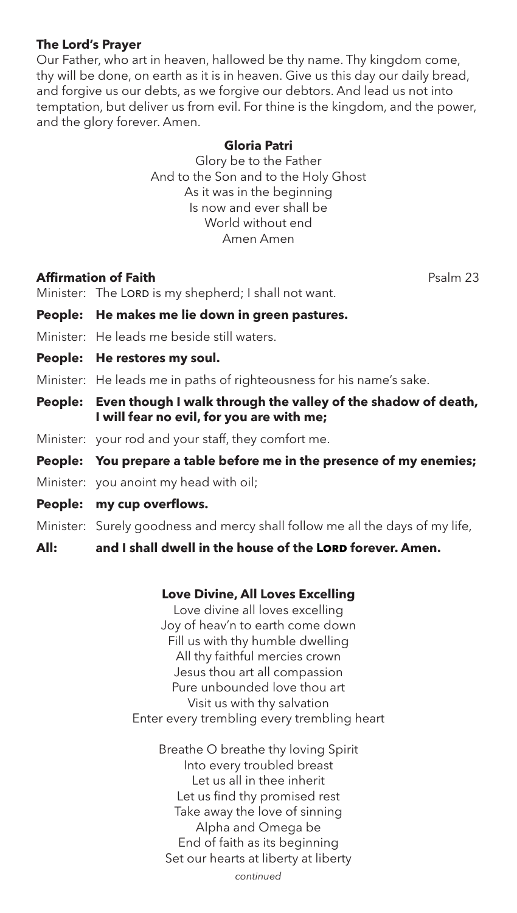**The Lord's Prayer**

Our Father, who art in heaven, hallowed be thy name. Thy kingdom come, thy will be done, on earth as it is in heaven. Give us this day our daily bread, and forgive us our debts, as we forgive our debtors. And lead us not into temptation, but deliver us from evil. For thine is the kingdom, and the power, and the glory forever. Amen.

**Gloria Patri**

Glory be to the Father
And to the Son and to the Holy Ghost
As it was in the beginning
Is now and ever shall be
World without end
Amen Amen

**Affirmation of Faith** Psalm 23

Minister: The LORD is my shepherd; I shall not want.

**People: He makes me lie down in green pastures.**

Minister: He leads me beside still waters.

**People: He restores my soul.**

Minister: He leads me in paths of righteousness for his name's sake.

**People: Even though I walk through the valley of the shadow of death, I will fear no evil, for you are with me;**

Minister: your rod and your staff, they comfort me.

**People: You prepare a table before me in the presence of my enemies;**

Minister: you anoint my head with oil;

**People: my cup overflows.**

Minister: Surely goodness and mercy shall follow me all the days of my life,

**All: and I shall dwell in the house of the LORD forever. Amen.**

**Love Divine, All Loves Excelling**

Love divine all loves excelling
Joy of heav'n to earth come down
Fill us with thy humble dwelling
All thy faithful mercies crown
Jesus thou art all compassion
Pure unbounded love thou art
Visit us with thy salvation
Enter every trembling every trembling heart

Breathe O breathe thy loving Spirit
Into every troubled breast
Let us all in thee inherit
Let us find thy promised rest
Take away the love of sinning
Alpha and Omega be
End of faith as its beginning
Set our hearts at liberty at liberty

*continued*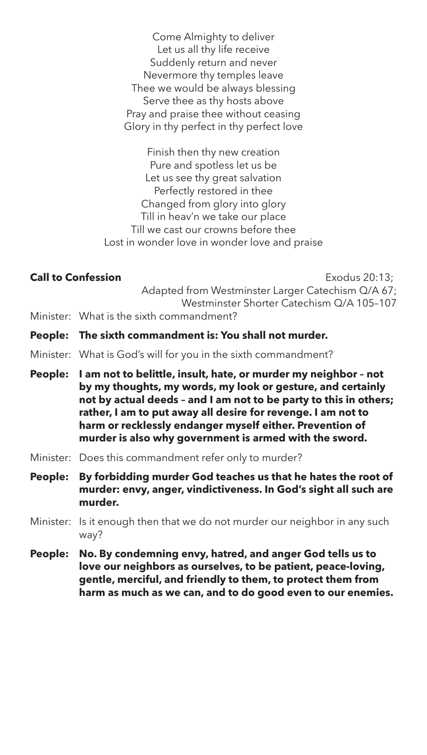Come Almighty to deliver
Let us all thy life receive
Suddenly return and never
Nevermore thy temples leave
Thee we would be always blessing
Serve thee as thy hosts above
Pray and praise thee without ceasing
Glory in thy perfect in thy perfect love

Finish then thy new creation
Pure and spotless let us be
Let us see thy great salvation
Perfectly restored in thee
Changed from glory into glory
Till in heav'n we take our place
Till we cast our crowns before thee
Lost in wonder love in wonder love and praise

**Call to Confession** Exodus 20:13; Adapted from Westminster Larger Catechism Q/A 67; Westminster Shorter Catechism Q/A 105–107

Minister: What is the sixth commandment?

**People: The sixth commandment is: You shall not murder.**

Minister: What is God's will for you in the sixth commandment?

**People: I am not to belittle, insult, hate, or murder my neighbor – not by my thoughts, my words, my look or gesture, and certainly not by actual deeds – and I am not to be party to this in others; rather, I am to put away all desire for revenge. I am not to harm or recklessly endanger myself either. Prevention of murder is also why government is armed with the sword.**

Minister: Does this commandment refer only to murder?

**People: By forbidding murder God teaches us that he hates the root of murder: envy, anger, vindictiveness. In God's sight all such are murder.**

Minister: Is it enough then that we do not murder our neighbor in any such way?

**People: No. By condemning envy, hatred, and anger God tells us to love our neighbors as ourselves, to be patient, peace-loving, gentle, merciful, and friendly to them, to protect them from harm as much as we can, and to do good even to our enemies.**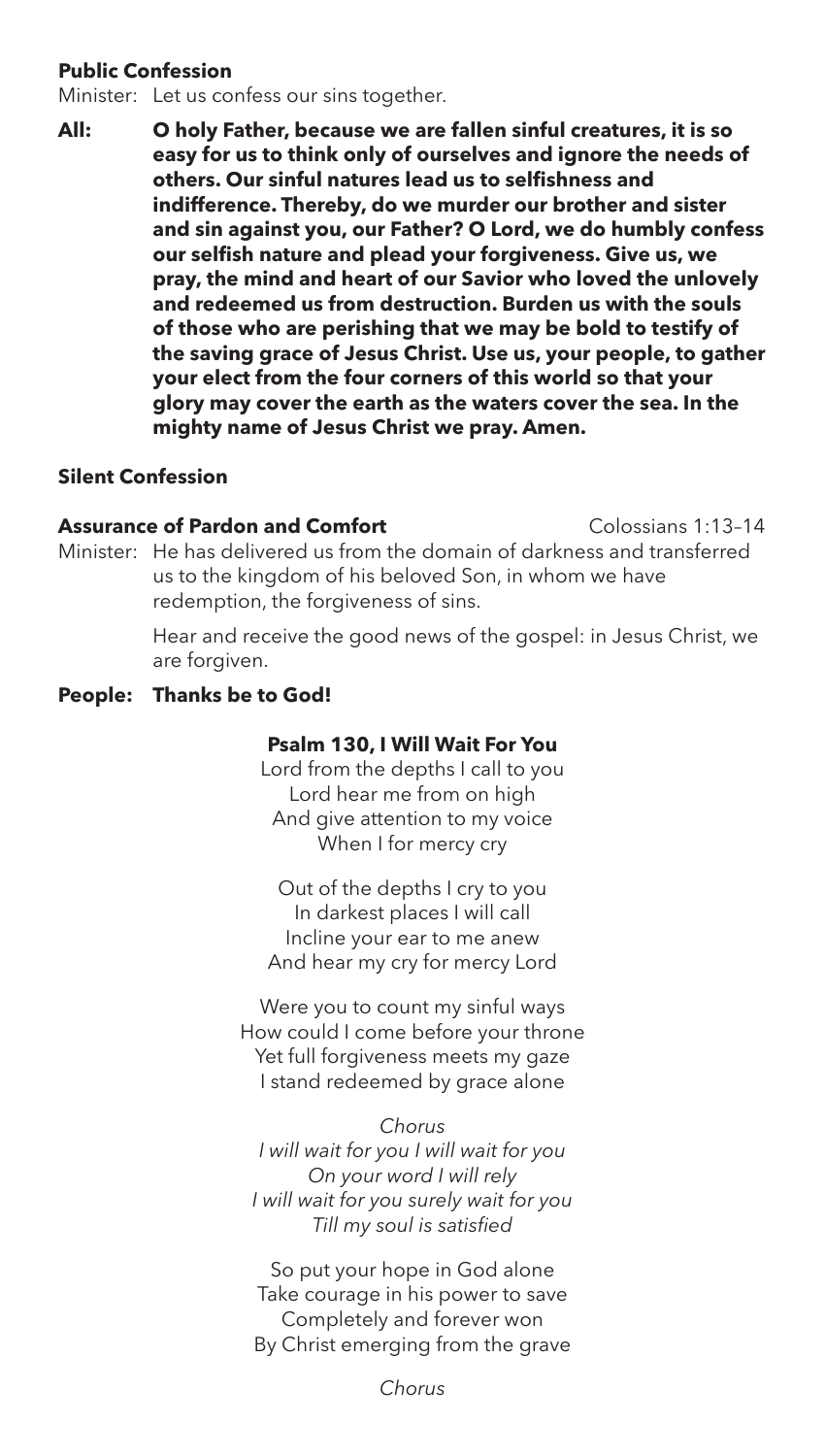**Public Confession**

Minister: Let us confess our sins together.

**All: O holy Father, because we are fallen sinful creatures, it is so easy for us to think only of ourselves and ignore the needs of others. Our sinful natures lead us to selfishness and indifference. Thereby, do we murder our brother and sister and sin against you, our Father? O Lord, we do humbly confess our selfish nature and plead your forgiveness. Give us, we pray, the mind and heart of our Savior who loved the unlovely and redeemed us from destruction. Burden us with the souls of those who are perishing that we may be bold to testify of the saving grace of Jesus Christ. Use us, your people, to gather your elect from the four corners of this world so that your glory may cover the earth as the waters cover the sea. In the mighty name of Jesus Christ we pray. Amen.**

**Silent Confession**

**Assurance of Pardon and Comfort** Colossians 1:13–14

Minister: He has delivered us from the domain of darkness and transferred us to the kingdom of his beloved Son, in whom we have redemption, the forgiveness of sins.

Hear and receive the good news of the gospel: in Jesus Christ, we are forgiven.

**People: Thanks be to God!**

**Psalm 130, I Will Wait For You**

Lord from the depths I call to you
Lord hear me from on high
And give attention to my voice
When I for mercy cry

Out of the depths I cry to you
In darkest places I will call
Incline your ear to me anew
And hear my cry for mercy Lord

Were you to count my sinful ways
How could I come before your throne
Yet full forgiveness meets my gaze
I stand redeemed by grace alone

*Chorus*
*I will wait for you I will wait for you*
*On your word I will rely*
*I will wait for you surely wait for you*
*Till my soul is satisfied*

So put your hope in God alone
Take courage in his power to save
Completely and forever won
By Christ emerging from the grave

*Chorus*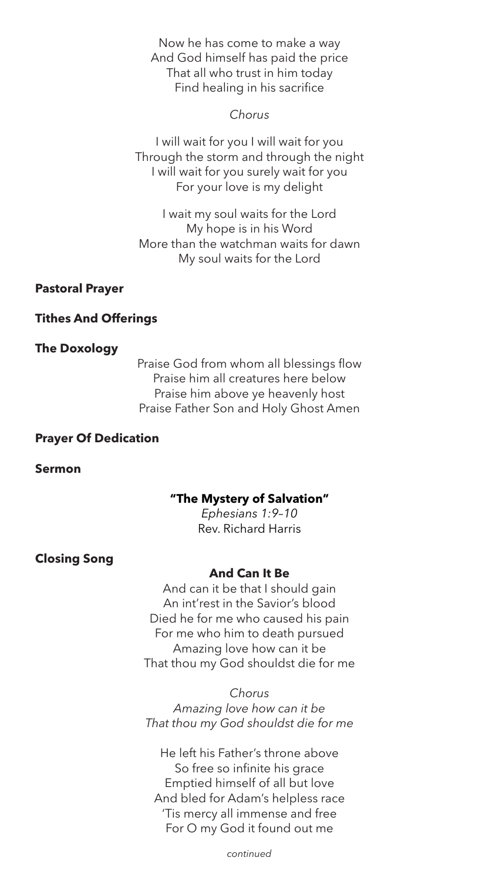Now he has come to make a way
And God himself has paid the price
That all who trust in him today
Find healing in his sacrifice

*Chorus*

I will wait for you I will wait for you
Through the storm and through the night
I will wait for you surely wait for you
For your love is my delight

I wait my soul waits for the Lord
My hope is in his Word
More than the watchman waits for dawn
My soul waits for the Lord

**Pastoral Prayer**

**Tithes And Offerings**

**The Doxology**

Praise God from whom all blessings flow
Praise him all creatures here below
Praise him above ye heavenly host
Praise Father Son and Holy Ghost Amen

**Prayer Of Dedication**

**Sermon**

**"The Mystery of Salvation"**
*Ephesians 1:9–10*
Rev. Richard Harris

**Closing Song**

**And Can It Be**

And can it be that I should gain
An int'rest in the Savior's blood
Died he for me who caused his pain
For me who him to death pursued
Amazing love how can it be
That thou my God shouldst die for me

*Chorus*
*Amazing love how can it be*
*That thou my God shouldst die for me*

He left his Father's throne above
So free so infinite his grace
Emptied himself of all but love
And bled for Adam's helpless race
'Tis mercy all immense and free
For O my God it found out me

*continued*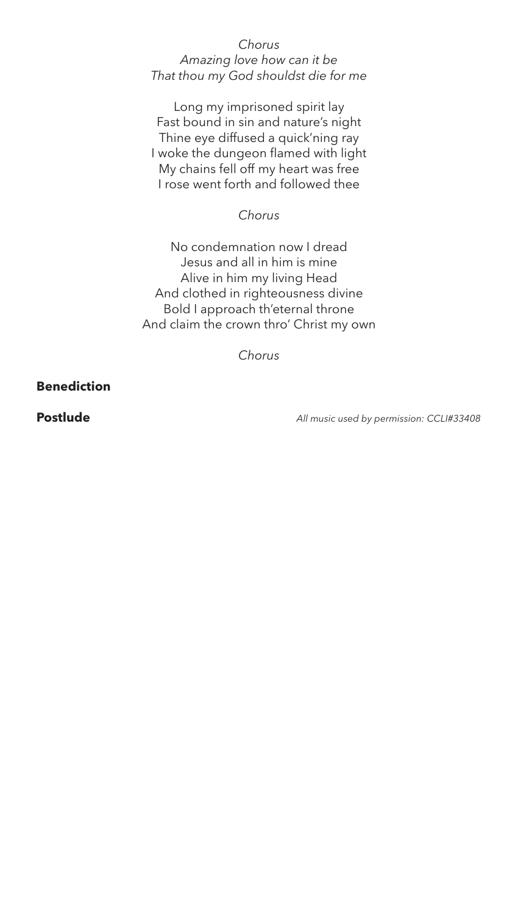*Chorus*
*Amazing love how can it be*
*That thou my God shouldst die for me*

Long my imprisoned spirit lay
Fast bound in sin and nature's night
Thine eye diffused a quick'ning ray
I woke the dungeon flamed with light
My chains fell off my heart was free
I rose went forth and followed thee

*Chorus*

No condemnation now I dread
Jesus and all in him is mine
Alive in him my living Head
And clothed in righteousness divine
Bold I approach th'eternal throne
And claim the crown thro' Christ my own

*Chorus*

**Benediction**

**Postlude**

*All music used by permission: CCLI#33408*